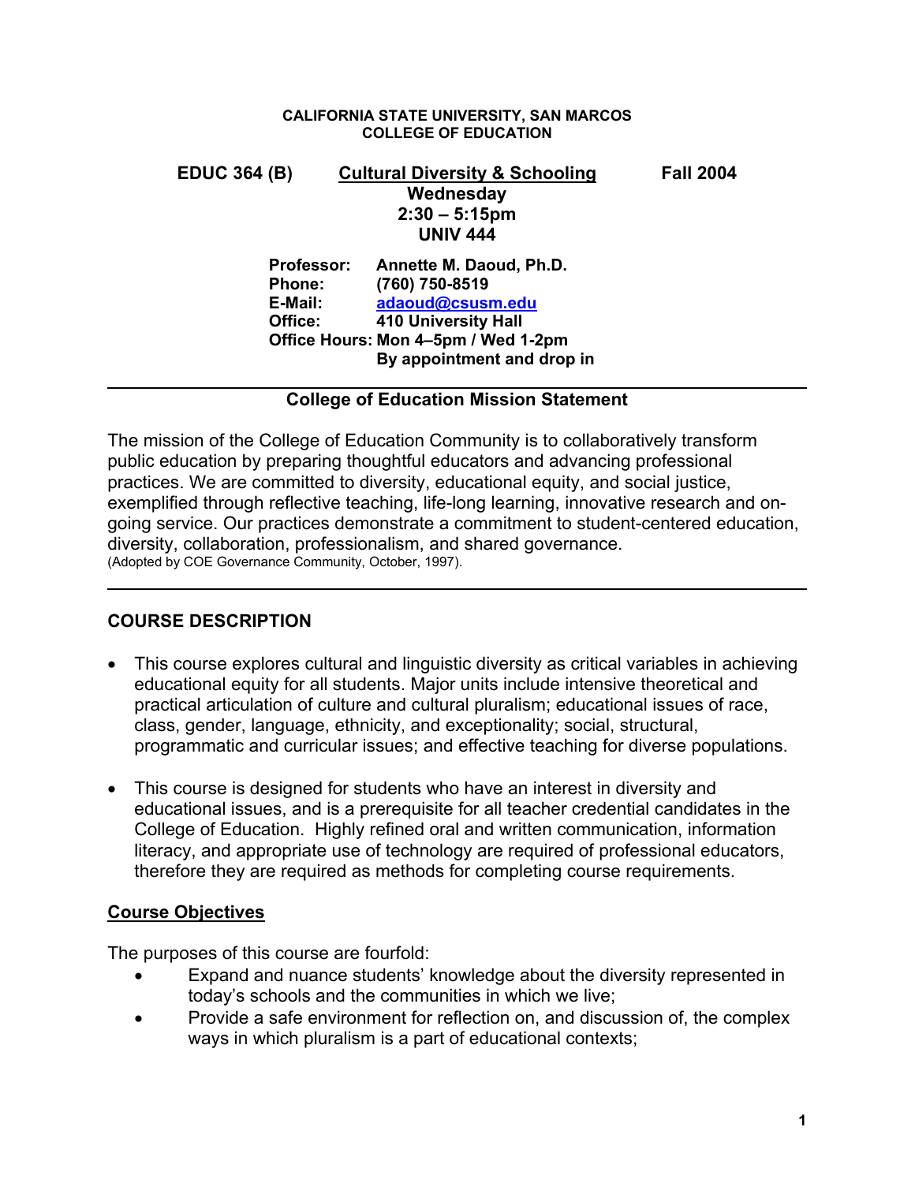**CALIFORNIA STATE UNIVERSITY, SAN MARCOS**
**COLLEGE OF EDUCATION**

**EDUC 364 (B)** **Cultural Diversity & Schooling** **Fall 2004**

**Wednesday**
**2:30 – 5:15pm**
**UNIV 444**

**Professor:** Annette M. Daoud, Ph.D.
**Phone:** (760) 750-8519
**E-Mail:** adaoud@csusm.edu
**Office:** 410 University Hall
**Office Hours:** Mon 4–5pm / Wed 1-2pm
By appointment and drop in

---

## College of Education Mission Statement

The mission of the College of Education Community is to collaboratively transform public education by preparing thoughtful educators and advancing professional practices. We are committed to diversity, educational equity, and social justice, exemplified through reflective teaching, life-long learning, innovative research and on-going service. Our practices demonstrate a commitment to student-centered education, diversity, collaboration, professionalism, and shared governance.
(Adopted by COE Governance Community, October, 1997).

---

## COURSE DESCRIPTION

- This course explores cultural and linguistic diversity as critical variables in achieving educational equity for all students. Major units include intensive theoretical and practical articulation of culture and cultural pluralism; educational issues of race, class, gender, language, ethnicity, and exceptionality; social, structural, programmatic and curricular issues; and effective teaching for diverse populations.

- This course is designed for students who have an interest in diversity and educational issues, and is a prerequisite for all teacher credential candidates in the College of Education. Highly refined oral and written communication, information literacy, and appropriate use of technology are required of professional educators, therefore they are required as methods for completing course requirements.

### Course Objectives

The purposes of this course are fourfold:

- Expand and nuance students' knowledge about the diversity represented in today's schools and the communities in which we live;
- Provide a safe environment for reflection on, and discussion of, the complex ways in which pluralism is a part of educational contexts;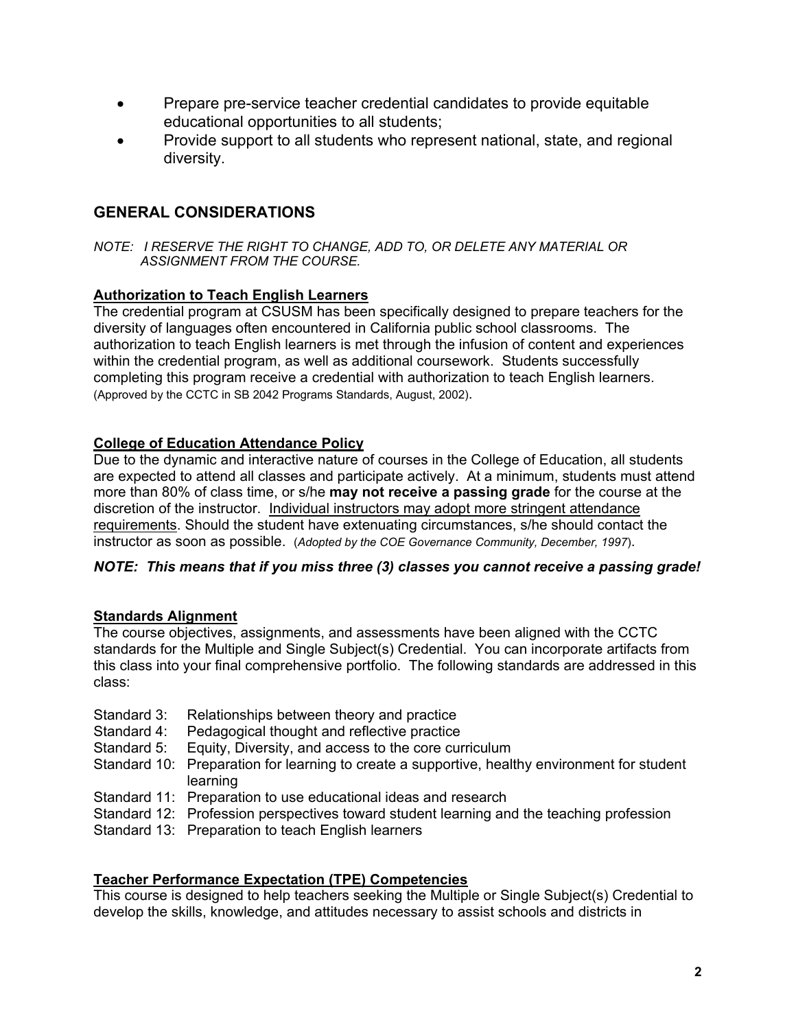- Prepare pre-service teacher credential candidates to provide equitable educational opportunities to all students;
- Provide support to all students who represent national, state, and regional diversity.

## GENERAL CONSIDERATIONS

*NOTE: I RESERVE THE RIGHT TO CHANGE, ADD TO, OR DELETE ANY MATERIAL OR ASSIGNMENT FROM THE COURSE.*

### Authorization to Teach English Learners

The credential program at CSUSM has been specifically designed to prepare teachers for the diversity of languages often encountered in California public school classrooms. The authorization to teach English learners is met through the infusion of content and experiences within the credential program, as well as additional coursework. Students successfully completing this program receive a credential with authorization to teach English learners. (Approved by the CCTC in SB 2042 Programs Standards, August, 2002).

### College of Education Attendance Policy

Due to the dynamic and interactive nature of courses in the College of Education, all students are expected to attend all classes and participate actively. At a minimum, students must attend more than 80% of class time, or s/he **may not receive a passing grade** for the course at the discretion of the instructor. Individual instructors may adopt more stringent attendance requirements. Should the student have extenuating circumstances, s/he should contact the instructor as soon as possible. (*Adopted by the COE Governance Community, December, 1997*).

***NOTE: This means that if you miss three (3) classes you cannot receive a passing grade!***

### Standards Alignment

The course objectives, assignments, and assessments have been aligned with the CCTC standards for the Multiple and Single Subject(s) Credential. You can incorporate artifacts from this class into your final comprehensive portfolio. The following standards are addressed in this class:

- Standard 3: Relationships between theory and practice
- Standard 4: Pedagogical thought and reflective practice
- Standard 5: Equity, Diversity, and access to the core curriculum
- Standard 10: Preparation for learning to create a supportive, healthy environment for student learning
- Standard 11: Preparation to use educational ideas and research
- Standard 12: Profession perspectives toward student learning and the teaching profession
- Standard 13: Preparation to teach English learners

### Teacher Performance Expectation (TPE) Competencies

This course is designed to help teachers seeking the Multiple or Single Subject(s) Credential to develop the skills, knowledge, and attitudes necessary to assist schools and districts in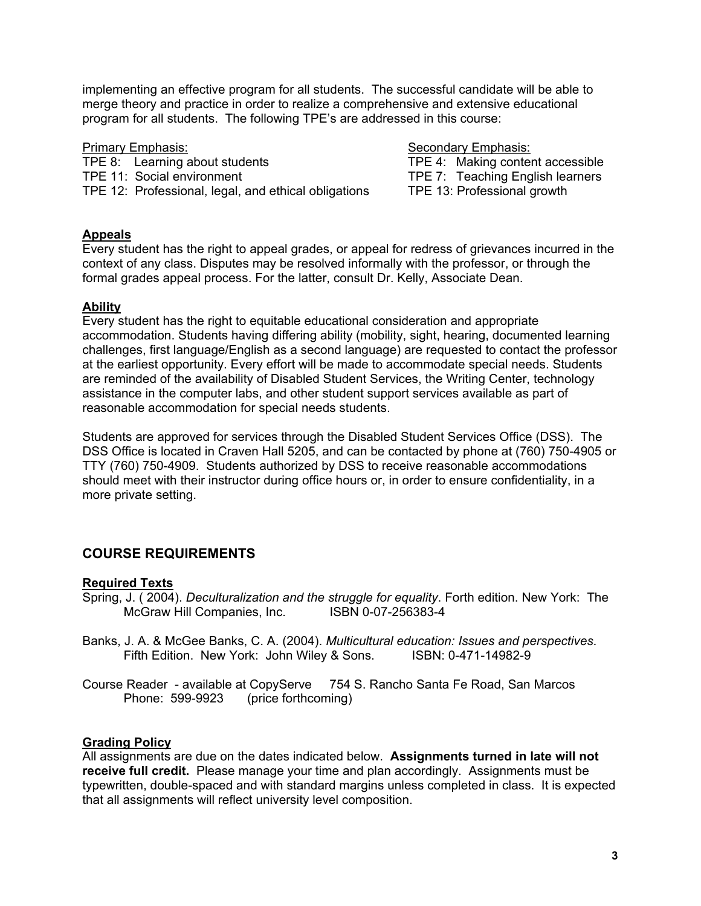implementing an effective program for all students. The successful candidate will be able to merge theory and practice in order to realize a comprehensive and extensive educational program for all students. The following TPE's are addressed in this course:

| Primary Emphasis: | Secondary Emphasis: |
| --- | --- |
| TPE 8: Learning about students | TPE 4: Making content accessible |
| TPE 11: Social environment | TPE 7: Teaching English learners |
| TPE 12: Professional, legal, and ethical obligations | TPE 13: Professional growth |

**Appeals**

Every student has the right to appeal grades, or appeal for redress of grievances incurred in the context of any class. Disputes may be resolved informally with the professor, or through the formal grades appeal process. For the latter, consult Dr. Kelly, Associate Dean.

**Ability**

Every student has the right to equitable educational consideration and appropriate accommodation. Students having differing ability (mobility, sight, hearing, documented learning challenges, first language/English as a second language) are requested to contact the professor at the earliest opportunity. Every effort will be made to accommodate special needs. Students are reminded of the availability of Disabled Student Services, the Writing Center, technology assistance in the computer labs, and other student support services available as part of reasonable accommodation for special needs students.

Students are approved for services through the Disabled Student Services Office (DSS). The DSS Office is located in Craven Hall 5205, and can be contacted by phone at (760) 750-4905 or TTY (760) 750-4909. Students authorized by DSS to receive reasonable accommodations should meet with their instructor during office hours or, in order to ensure confidentiality, in a more private setting.

## COURSE REQUIREMENTS

**Required Texts**

Spring, J. ( 2004). *Deculturalization and the struggle for equality*. Forth edition. New York: The McGraw Hill Companies, Inc. ISBN 0-07-256383-4

Banks, J. A. & McGee Banks, C. A. (2004). *Multicultural education: Issues and perspectives*. Fifth Edition. New York: John Wiley & Sons. ISBN: 0-471-14982-9

Course Reader - available at CopyServe 754 S. Rancho Santa Fe Road, San Marcos Phone: 599-9923 (price forthcoming)

**Grading Policy**

All assignments are due on the dates indicated below. **Assignments turned in late will not receive full credit.** Please manage your time and plan accordingly. Assignments must be typewritten, double-spaced and with standard margins unless completed in class. It is expected that all assignments will reflect university level composition.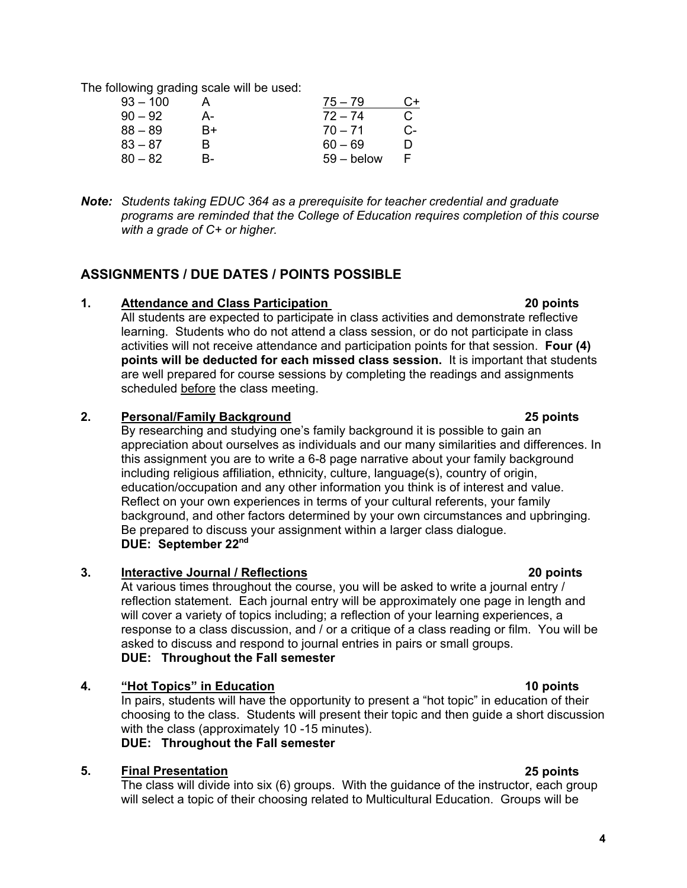The following grading scale will be used:

| | | | |
|---|---|---|---|
| 93 – 100 | A | 75 – 79 | C+ |
| 90 – 92 | A- | 72 – 74 | C |
| 88 – 89 | B+ | 70 – 71 | C- |
| 83 – 87 | B | 60 – 69 | D |
| 80 – 82 | B- | 59 – below | F |

***Note:*** *Students taking EDUC 364 as a prerequisite for teacher credential and graduate programs are reminded that the College of Education requires completion of this course with a grade of C+ or higher.*

## ASSIGNMENTS / DUE DATES / POINTS POSSIBLE

**1. Attendance and Class Participation** **20 points**

All students are expected to participate in class activities and demonstrate reflective learning. Students who do not attend a class session, or do not participate in class activities will not receive attendance and participation points for that session. **Four (4) points will be deducted for each missed class session.** It is important that students are well prepared for course sessions by completing the readings and assignments scheduled before the class meeting.

**2. Personal/Family Background** **25 points**

By researching and studying one's family background it is possible to gain an appreciation about ourselves as individuals and our many similarities and differences. In this assignment you are to write a 6-8 page narrative about your family background including religious affiliation, ethnicity, culture, language(s), country of origin, education/occupation and any other information you think is of interest and value. Reflect on your own experiences in terms of your cultural referents, your family background, and other factors determined by your own circumstances and upbringing. Be prepared to discuss your assignment within a larger class dialogue.
**DUE: September 22nd**

**3. Interactive Journal / Reflections** **20 points**

At various times throughout the course, you will be asked to write a journal entry / reflection statement. Each journal entry will be approximately one page in length and will cover a variety of topics including; a reflection of your learning experiences, a response to a class discussion, and / or a critique of a class reading or film. You will be asked to discuss and respond to journal entries in pairs or small groups.
**DUE: Throughout the Fall semester**

**4. "Hot Topics" in Education** **10 points**

In pairs, students will have the opportunity to present a "hot topic" in education of their choosing to the class. Students will present their topic and then guide a short discussion with the class (approximately 10 -15 minutes).
**DUE: Throughout the Fall semester**

**5. Final Presentation** **25 points**

The class will divide into six (6) groups. With the guidance of the instructor, each group will select a topic of their choosing related to Multicultural Education. Groups will be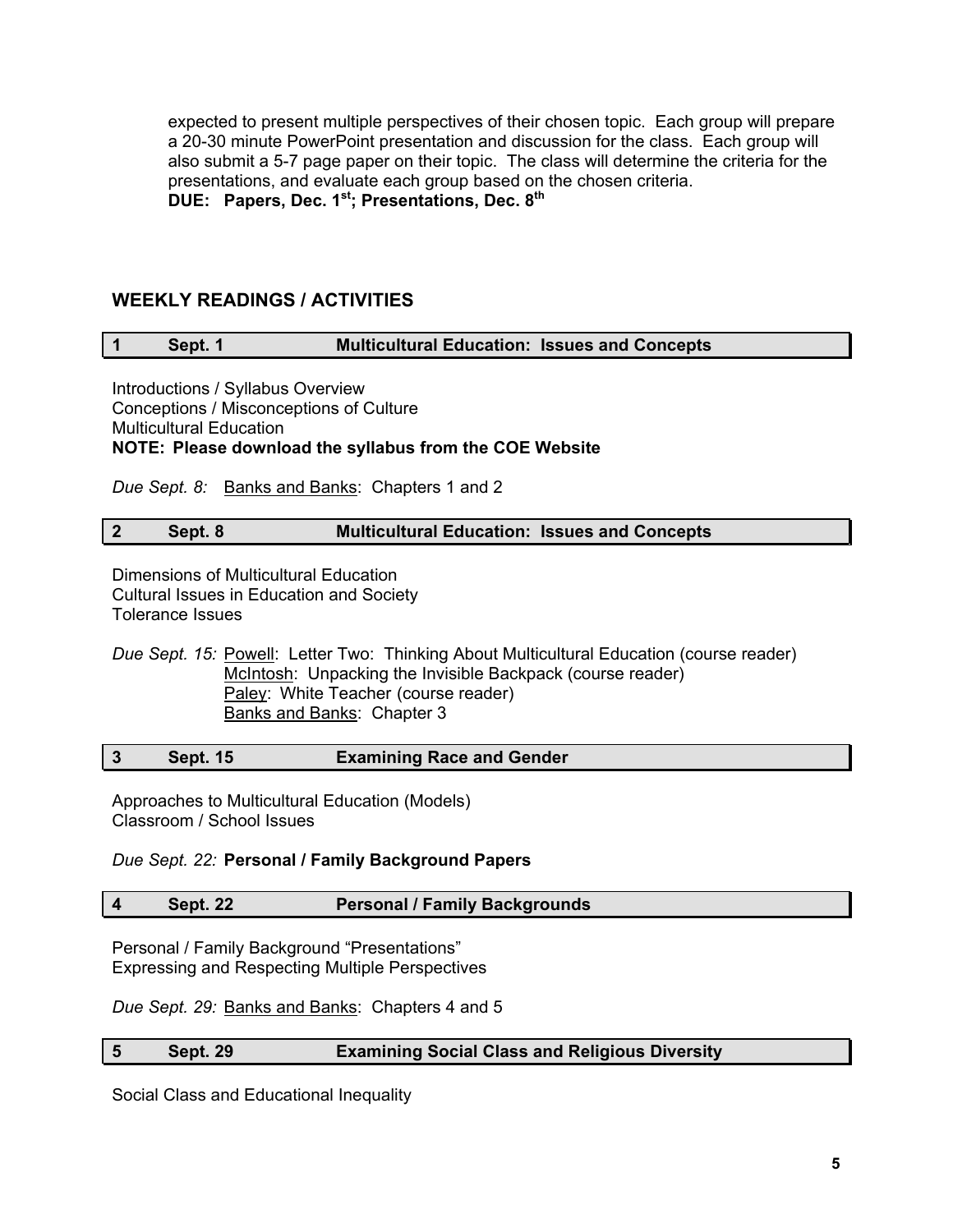expected to present multiple perspectives of their chosen topic. Each group will prepare a 20-30 minute PowerPoint presentation and discussion for the class. Each group will also submit a 5-7 page paper on their topic. The class will determine the criteria for the presentations, and evaluate each group based on the chosen criteria.

**DUE: Papers, Dec. 1st; Presentations, Dec. 8th**

## WEEKLY READINGS / ACTIVITIES

### 1 Sept. 1 Multicultural Education: Issues and Concepts

Introductions / Syllabus Overview
Conceptions / Misconceptions of Culture
Multicultural Education
**NOTE: Please download the syllabus from the COE Website**

*Due Sept. 8:* Banks and Banks: Chapters 1 and 2

### 2 Sept. 8 Multicultural Education: Issues and Concepts

Dimensions of Multicultural Education
Cultural Issues in Education and Society
Tolerance Issues

*Due Sept. 15:* Powell: Letter Two: Thinking About Multicultural Education (course reader)
McIntosh: Unpacking the Invisible Backpack (course reader)
Paley: White Teacher (course reader)
Banks and Banks: Chapter 3

### 3 Sept. 15 Examining Race and Gender

Approaches to Multicultural Education (Models)
Classroom / School Issues

*Due Sept. 22:* **Personal / Family Background Papers**

### 4 Sept. 22 Personal / Family Backgrounds

Personal / Family Background "Presentations"
Expressing and Respecting Multiple Perspectives

*Due Sept. 29:* Banks and Banks: Chapters 4 and 5

### 5 Sept. 29 Examining Social Class and Religious Diversity

Social Class and Educational Inequality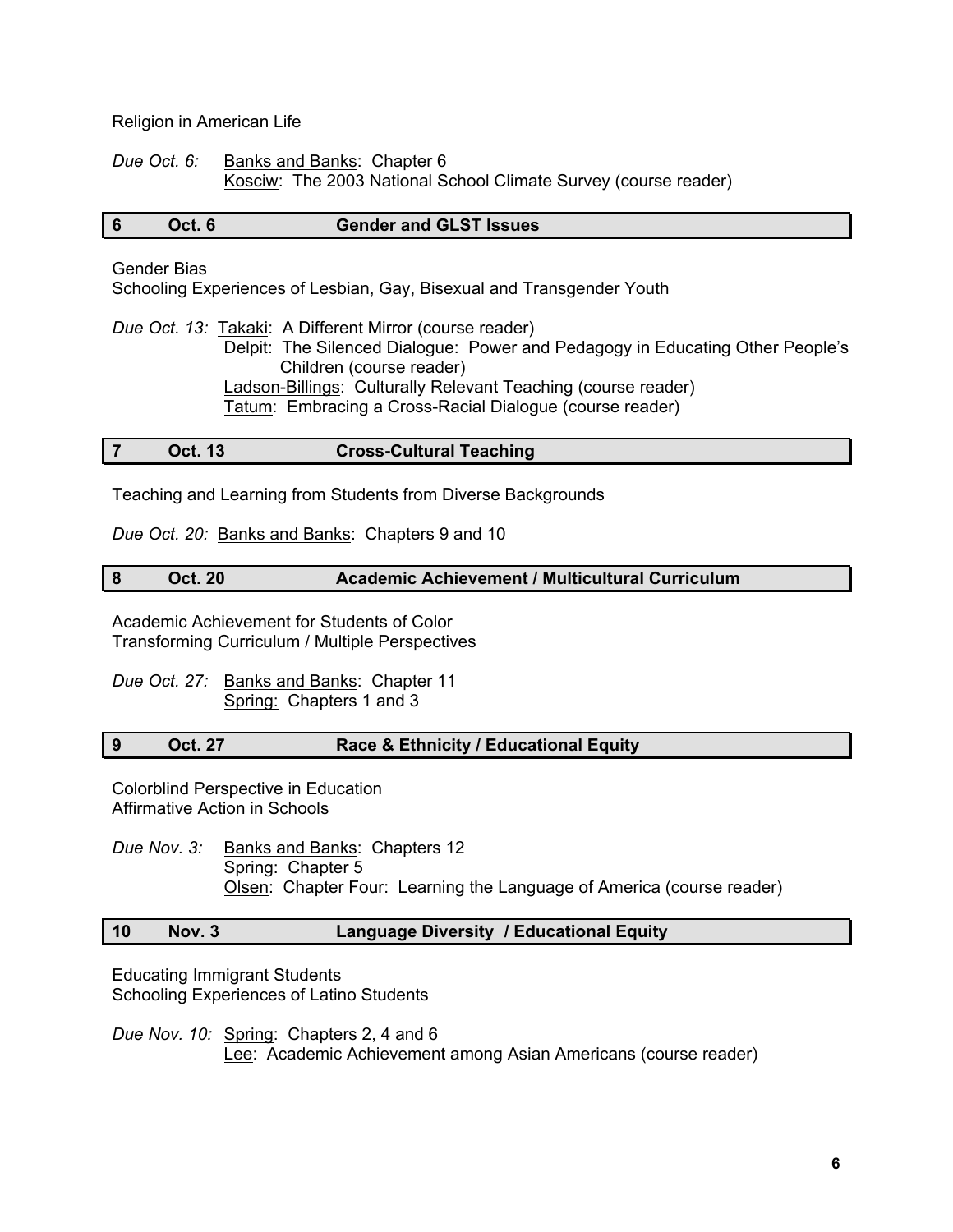Religion in American Life

*Due Oct. 6:* Banks and Banks: Chapter 6
Kosciw: The 2003 National School Climate Survey (course reader)

### 6 Oct. 6 Gender and GLST Issues

Gender Bias
Schooling Experiences of Lesbian, Gay, Bisexual and Transgender Youth

*Due Oct. 13:* Takaki: A Different Mirror (course reader)
Delpit: The Silenced Dialogue: Power and Pedagogy in Educating Other People's Children (course reader)
Ladson-Billings: Culturally Relevant Teaching (course reader)
Tatum: Embracing a Cross-Racial Dialogue (course reader)

### 7 Oct. 13 Cross-Cultural Teaching

Teaching and Learning from Students from Diverse Backgrounds

*Due Oct. 20:* Banks and Banks: Chapters 9 and 10

### 8 Oct. 20 Academic Achievement / Multicultural Curriculum

Academic Achievement for Students of Color
Transforming Curriculum / Multiple Perspectives

*Due Oct. 27:* Banks and Banks: Chapter 11
Spring: Chapters 1 and 3

### 9 Oct. 27 Race & Ethnicity / Educational Equity

Colorblind Perspective in Education
Affirmative Action in Schools

*Due Nov. 3:* Banks and Banks: Chapters 12
Spring: Chapter 5
Olsen: Chapter Four: Learning the Language of America (course reader)

### 10 Nov. 3 Language Diversity / Educational Equity

Educating Immigrant Students
Schooling Experiences of Latino Students

*Due Nov. 10:* Spring: Chapters 2, 4 and 6
Lee: Academic Achievement among Asian Americans (course reader)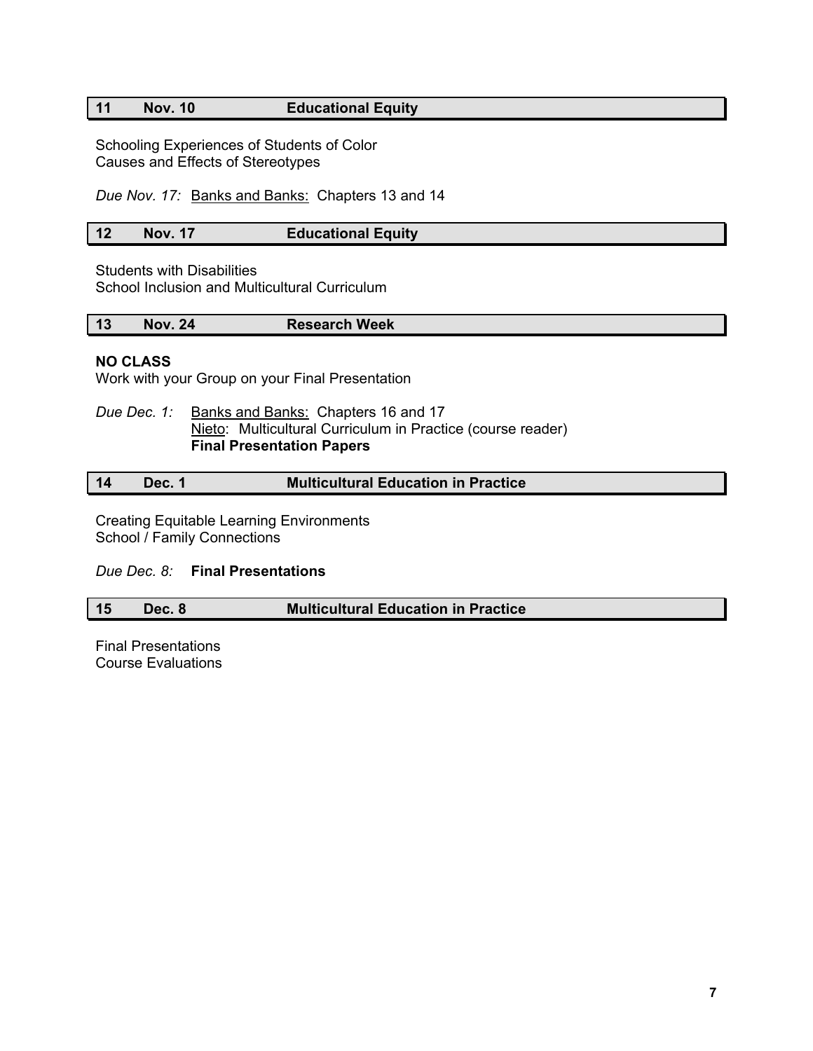| 11 | Nov. 10 | Educational Equity |
|---|---|---|

Schooling Experiences of Students of Color
Causes and Effects of Stereotypes

*Due Nov. 17:* Banks and Banks: Chapters 13 and 14

| 12 | Nov. 17 | Educational Equity |
|---|---|---|

Students with Disabilities
School Inclusion and Multicultural Curriculum

| 13 | Nov. 24 | Research Week |
|---|---|---|

**NO CLASS**
Work with your Group on your Final Presentation

*Due Dec. 1:* Banks and Banks: Chapters 16 and 17
Nieto: Multicultural Curriculum in Practice (course reader)
**Final Presentation Papers**

| 14 | Dec. 1 | Multicultural Education in Practice |
|---|---|---|

Creating Equitable Learning Environments
School / Family Connections

*Due Dec. 8:* **Final Presentations**

| 15 | Dec. 8 | Multicultural Education in Practice |
|---|---|---|

Final Presentations
Course Evaluations